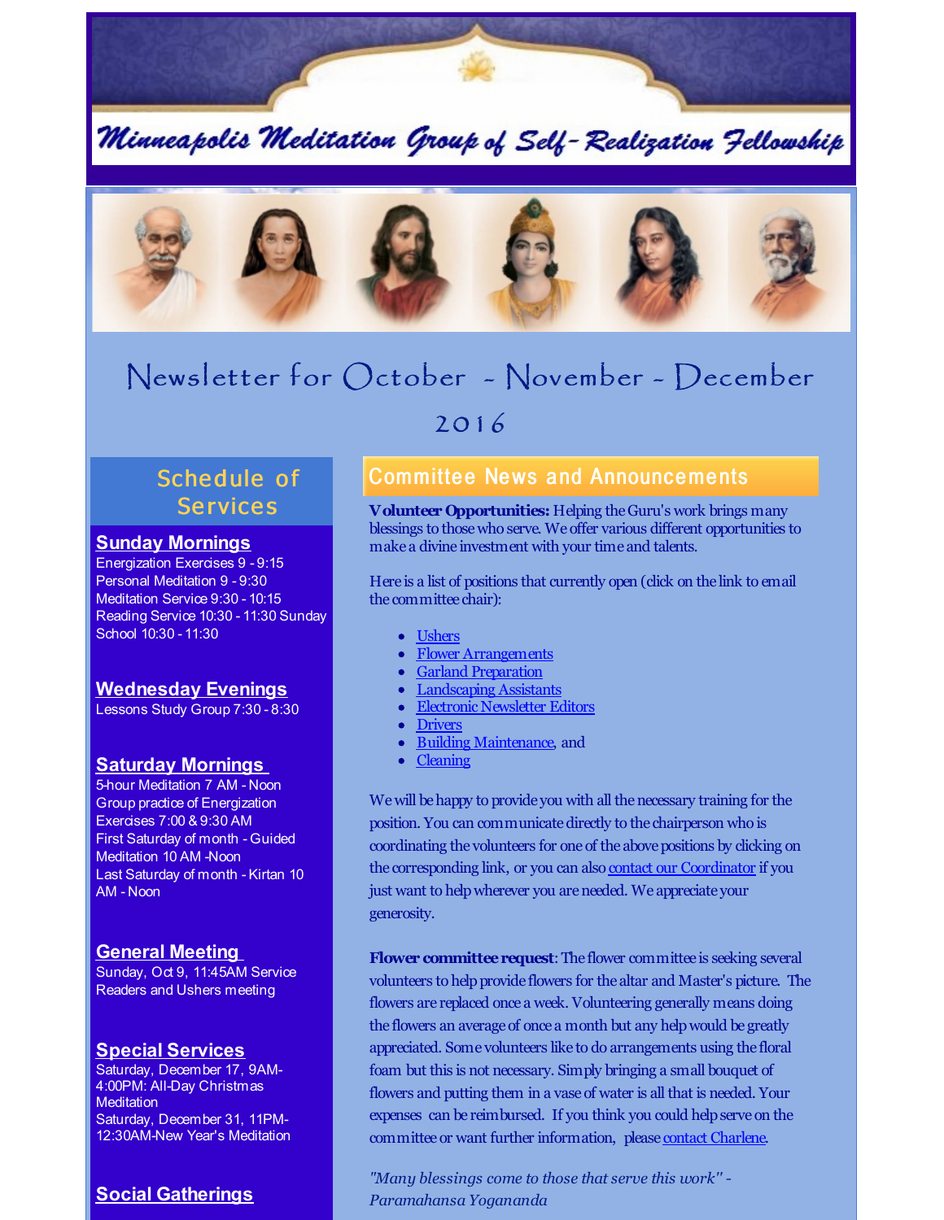# Minneapolis Meditation Group of Self-Realization Fellowship

## Newsletter for October - November - December 2016

## Schedule of Services

### Sunday Mornings

Energization Exercises 9 - 9:15
Personal Meditation 9 - 9:30
Meditation Service 9:30 - 10:15
Reading Service 10:30 - 11:30 Sunday School 10:30 - 11:30

### Wednesday Evenings

Lessons Study Group 7:30 - 8:30

### Saturday Mornings

5-hour Meditation 7 AM - Noon
Group practice of Energization Exercises 7:00 & 9:30 AM
First Saturday of month - Guided Meditation 10 AM -Noon
Last Saturday of month - Kirtan 10 AM - Noon

### General Meeting

Sunday, Oct 9, 11:45AM Service Readers and Ushers meeting

### Special Services

Saturday, December 17, 9AM-4:00PM: All-Day Christmas Meditation
Saturday, December 31, 11PM-12:30AM-New Year's Meditation

### Social Gatherings

## Committee News and Announcements

**Volunteer Opportunities:** Helping the Guru's work brings many blessings to those who serve. We offer various different opportunities to make a divine investment with your time and talents.

Here is a list of positions that currently open (click on the link to email the committee chair):

- Ushers
- Flower Arrangements
- Garland Preparation
- Landscaping Assistants
- Electronic Newsletter Editors
- Drivers
- Building Maintenance, and
- Cleaning

We will be happy to provide you with all the necessary training for the position. You can communicate directly to the chairperson who is coordinating the volunteers for one of the above positions by clicking on the corresponding link, or you can also contact our Coordinator if you just want to help wherever you are needed. We appreciate your generosity.

**Flower committee request**: The flower committee is seeking several volunteers to help provide flowers for the altar and Master's picture. The flowers are replaced once a week. Volunteering generally means doing the flowers an average of once a month but any help would be greatly appreciated. Some volunteers like to do arrangements using the floral foam but this is not necessary. Simply bringing a small bouquet of flowers and putting them in a vase of water is all that is needed. Your expenses can be reimbursed. If you think you could help serve on the committee or want further information, please contact Charlene.

*"Many blessings come to those that serve this work" - Paramahansa Yogananda*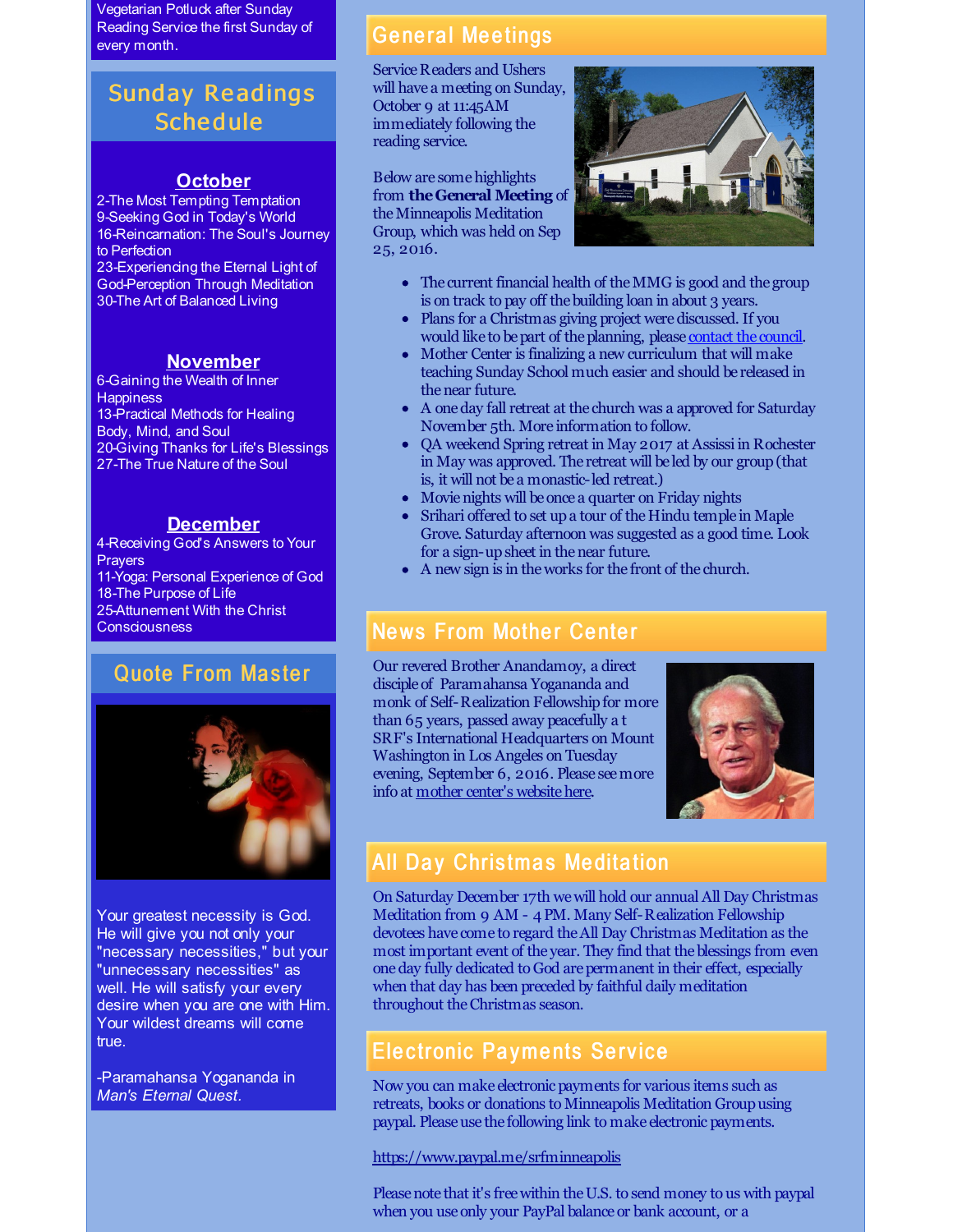Vegetarian Potluck after Sunday Reading Service the first Sunday of every month.

## Sunday Readings Schedule

**October**

2-The Most Tempting Temptation
9-Seeking God in Today's World
16-Reincarnation: The Soul's Journey to Perfection
23-Experiencing the Eternal Light of God-Perception Through Meditation
30-The Art of Balanced Living

**November**

6-Gaining the Wealth of Inner Happiness
13-Practical Methods for Healing Body, Mind, and Soul
20-Giving Thanks for Life's Blessings
27-The True Nature of the Soul

**December**

4-Receiving God's Answers to Your Prayers
11-Yoga: Personal Experience of God
18-The Purpose of Life
25-Attunement With the Christ Consciousness

## Quote From Master

Your greatest necessity is God. He will give you not only your "necessary necessities," but your "unnecessary necessities" as well. He will satisfy your every desire when you are one with Him. Your wildest dreams will come true.

-Paramahansa Yogananda in *Man's Eternal Quest*.

## General Meetings

Service Readers and Ushers will have a meeting on Sunday, October 9 at 11:45AM immediately following the reading service.

Below are some highlights from **the General Meeting** of the Minneapolis Meditation Group, which was held on Sep 25, 2016.

- The current financial health of the MMG is good and the group is on track to pay off the building loan in about 3 years.
- Plans for a Christmas giving project were discussed. If you would like to be part of the planning, please contact the council.
- Mother Center is finalizing a new curriculum that will make teaching Sunday School much easier and should be released in the near future.
- A one day fall retreat at the church was a approved for Saturday November 5th. More information to follow.
- QA weekend Spring retreat in May 2017 at Assissi in Rochester in May was approved. The retreat will be led by our group (that is, it will not be a monastic-led retreat.)
- Movie nights will be once a quarter on Friday nights
- Srihari offered to set up a tour of the Hindu temple in Maple Grove. Saturday afternoon was suggested as a good time. Look for a sign-up sheet in the near future.
- A new sign is in the works for the front of the church.

## News From Mother Center

Our revered Brother Anandamoy, a direct disciple of Paramahansa Yogananda and monk of Self-Realization Fellowship for more than 65 years, passed away peacefully a t SRF's International Headquarters on Mount Washington in Los Angeles on Tuesday evening, September 6, 2016. Please see more info at mother center's website here.

## All Day Christmas Meditation

On Saturday December 17th we will hold our annual All Day Christmas Meditation from 9 AM - 4 PM. Many Self-Realization Fellowship devotees have come to regard the All Day Christmas Meditation as the most important event of the year. They find that the blessings from even one day fully dedicated to God are permanent in their effect, especially when that day has been preceded by faithful daily meditation throughout the Christmas season.

## Electronic Payments Service

Now you can make electronic payments for various items such as retreats, books or donations to Minneapolis Meditation Group using paypal. Please use the following link to make electronic payments.

https://www.paypal.me/srfminneapolis

Please note that it's free within the U.S. to send money to us with paypal when you use only your PayPal balance or bank account, or a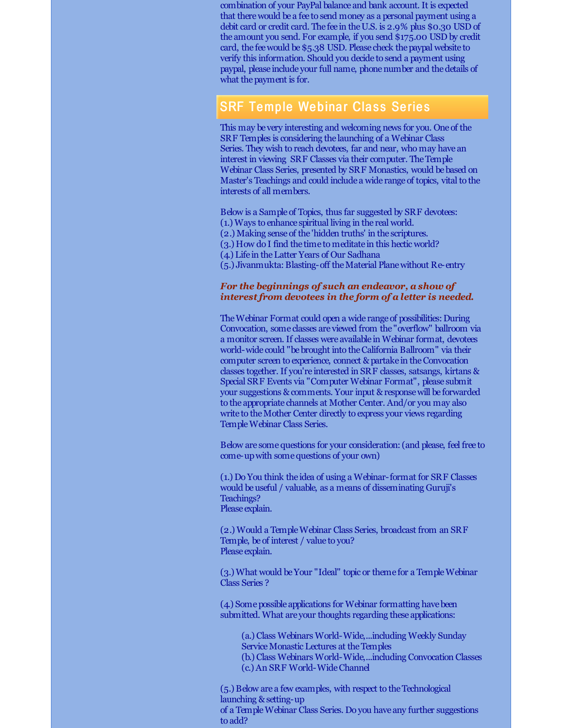combination of your PayPal balance and bank account. It is expected that there would be a fee to send money as a personal payment using a debit card or credit card. The fee in the U.S. is 2.9% plus $0.30 USD of the amount you send. For example, if you send $175.00 USD by credit card, the fee would be $5.38 USD. Please check the paypal website to verify this information. Should you decide to send a payment using paypal, please include your full name, phone number and the details of what the payment is for.

## SRF Temple Webinar Class Series

This may be very interesting and welcoming news for you. One of the SRF Temples is considering the launching of a Webinar Class Series. They wish to reach devotees, far and near, who may have an interest in viewing SRF Classes via their computer. The Temple Webinar Class Series, presented by SRF Monastics, would be based on Master's Teachings and could include a wide range of topics, vital to the interests of all members.

Below is a Sample of Topics, thus far suggested by SRF devotees:
(1.) Ways to enhance spiritual living in the real world.
(2.) Making sense of the 'hidden truths' in the scriptures.
(3.) How do I find the time to meditate in this hectic world?
(4.) Life in the Latter Years of Our Sadhana
(5.) Jivanmukta: Blasting-off the Material Plane without Re-entry

***For the beginnings of such an endeavor, a show of interest from devotees in the form of a letter is needed.***

The Webinar Format could open a wide range of possibilities: During Convocation, some classes are viewed from the "overflow" ballroom via a monitor screen. If classes were available in Webinar format, devotees world-wide could "be brought into the California Ballroom" via their computer screen to experience, connect & partake in the Convocation classes together. If you're interested in SRF classes, satsangs, kirtans & Special SRF Events via "Computer Webinar Format", please submit your suggestions & comments. Your input & response will be forwarded to the appropriate channels at Mother Center. And/or you may also write to the Mother Center directly to express your views regarding Temple Webinar Class Series.

Below are some questions for your consideration: (and please, feel free to come-up with some questions of your own)

(1.) Do You think the idea of using a Webinar-format for SRF Classes would be useful / valuable, as a means of disseminating Guruji's Teachings?
Please explain.

(2.) Would a Temple Webinar Class Series, broadcast from an SRF Temple, be of interest / value to you?
Please explain.

(3.) What would be Your "Ideal" topic or theme for a Temple Webinar Class Series ?

(4.) Some possible applications for Webinar formatting have been submitted. What are your thoughts regarding these applications:

> (a.) Class Webinars World-Wide,...including Weekly Sunday Service Monastic Lectures at the Temples
> (b.) Class Webinars World-Wide,...including Convocation Classes
> (c.) An SRF World-Wide Channel

(5.) Below are a few examples, with respect to the Technological launching & setting-up
of a Temple Webinar Class Series. Do you have any further suggestions to add?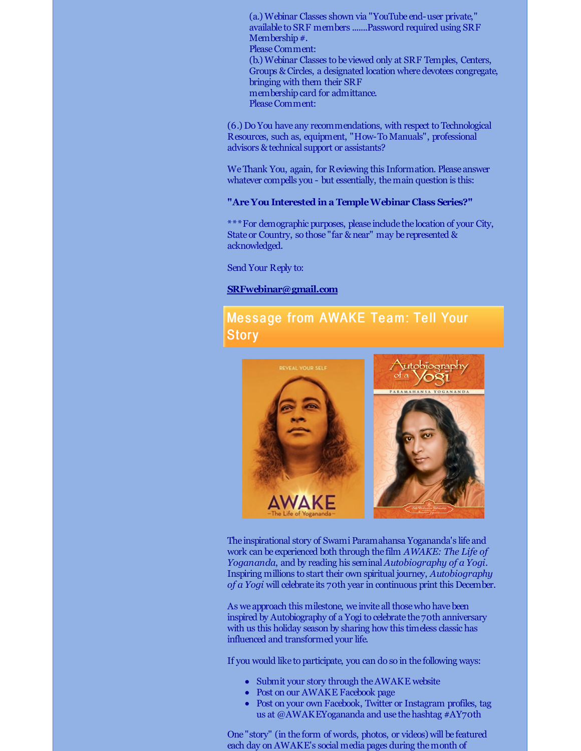(a.) Webinar Classes shown via "YouTube end-user private," available to SRF members .......Password required using SRF Membership #.
Please Comment:
(b.) Webinar Classes to be viewed only at SRF Temples, Centers, Groups & Circles, a designated location where devotees congregate, bringing with them their SRF membership card for admittance.
Please Comment:

(6.) Do You have any recommendations, with respect to Technological Resources, such as, equipment, "How-To Manuals", professional advisors & technical support or assistants?

We Thank You, again, for Reviewing this Information. Please answer whatever compells you - but essentially, the main question is this:

**"Are You Interested in a Temple Webinar Class Series?"**

***For demographic purposes, please include the location of your City, State or Country, so those "far & near" may be represented & acknowledged.

Send Your Reply to:

**SRFwebinar@gmail.com**

## Message from AWAKE Team: Tell Your Story

The inspirational story of Swami Paramahansa Yogananda's life and work can be experienced both through the film *AWAKE: The Life of Yogananda*, and by reading his seminal *Autobiography of a Yogi*. Inspiring millions to start their own spiritual journey, *Autobiography of a Yogi* will celebrate its 70th year in continuous print this December.

As we approach this milestone, we invite all those who have been inspired by Autobiography of a Yogi to celebrate the 70th anniversary with us this holiday season by sharing how this timeless classic has influenced and transformed your life.

If you would like to participate, you can do so in the following ways:

- Submit your story through the AWAKE website
- Post on our AWAKE Facebook page
- Post on your own Facebook, Twitter or Instagram profiles, tag us at @AWAKEYogananda and use the hashtag #AY70th

One "story" (in the form of words, photos, or videos) will be featured each day on AWAKE's social media pages during the month of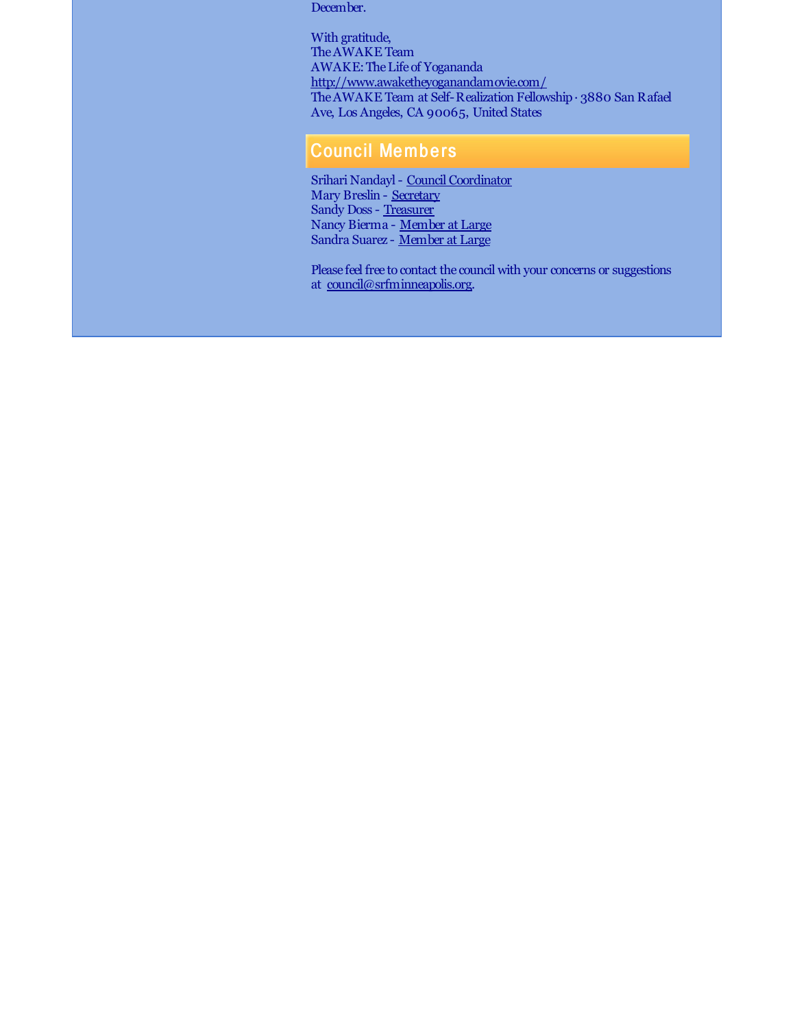December.

With gratitude,
The AWAKE Team
AWAKE: The Life of Yogananda
http://www.awaketheyoganandamovie.com/
The AWAKE Team at Self-Realization Fellowship · 3880 San Rafael Ave, Los Angeles, CA 90065, United States

## Council Members

Srihari Nandayl - Council Coordinator
Mary Breslin - Secretary
Sandy Doss - Treasurer
Nancy Bierma - Member at Large
Sandra Suarez - Member at Large

Please feel free to contact the council with your concerns or suggestions at council@srfminneapolis.org.